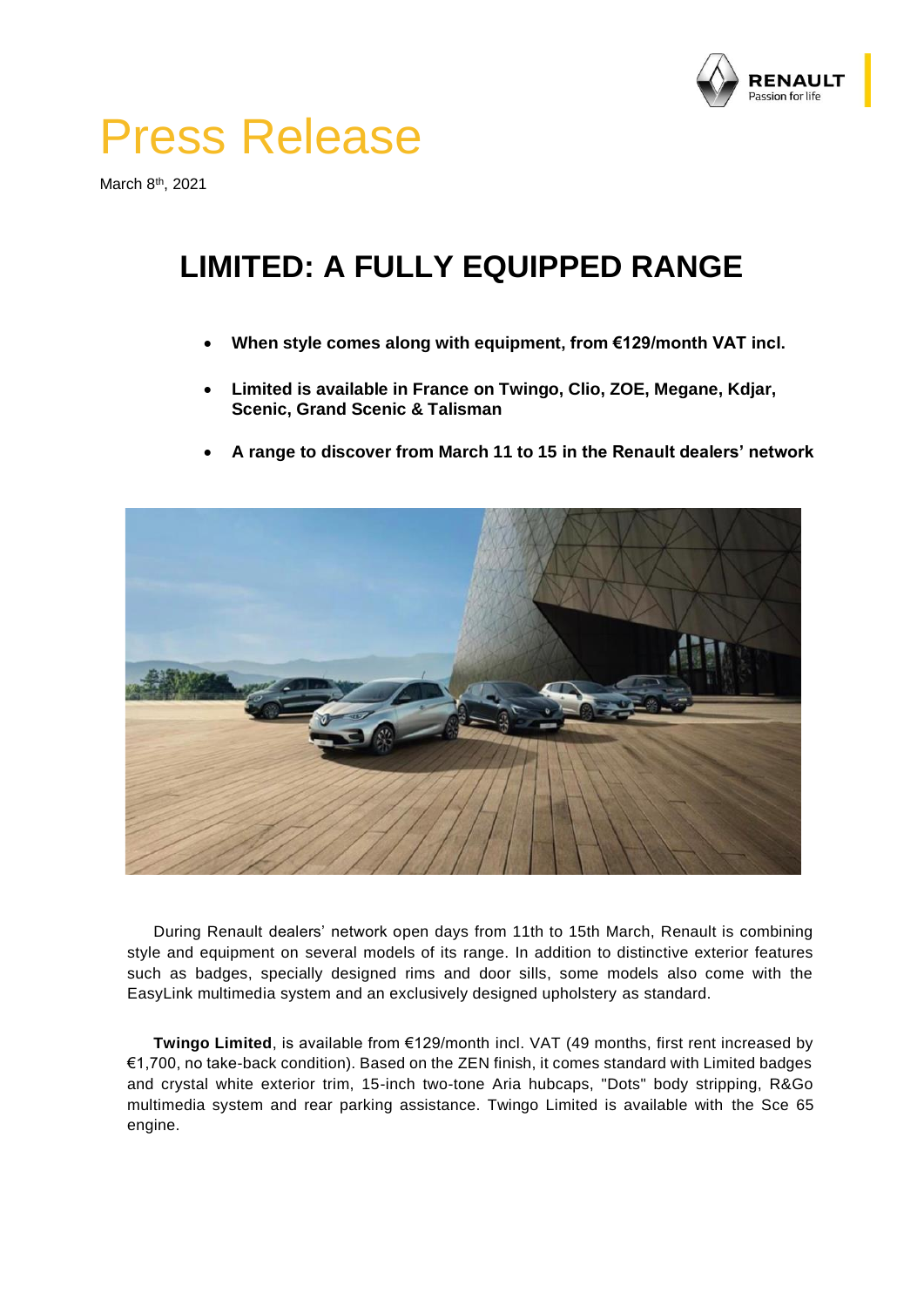# Press Release

March 8th, 2021

## LIMITED: A FULLY EQUIPPED RANGE

- **When style comes along with equipment, from €129/month VAT incl.**
- **Limited is available in France on Twingo, Clio, ZOE, Megane, Kdjar, Scenic, Grand Scenic & Talisman**
- **A range to discover from March 11 to 15 in the Renault dealers' network**

During Renault dealers' network open days from 11th to 15th March, Renault is combining style and equipment on several models of its range. In addition to distinctive exterior features such as badges, specially designed rims and door sills, some models also come with the EasyLink multimedia system and an exclusively designed upholstery as standard.

**Twingo Limited**, is available from €129/month incl. VAT (49 months, first rent increased by €1,700, no take-back condition). Based on the ZEN finish, it comes standard with Limited badges and crystal white exterior trim, 15-inch two-tone Aria hubcaps, "Dots" body stripping, R&Go multimedia system and rear parking assistance. Twingo Limited is available with the Sce 65 engine.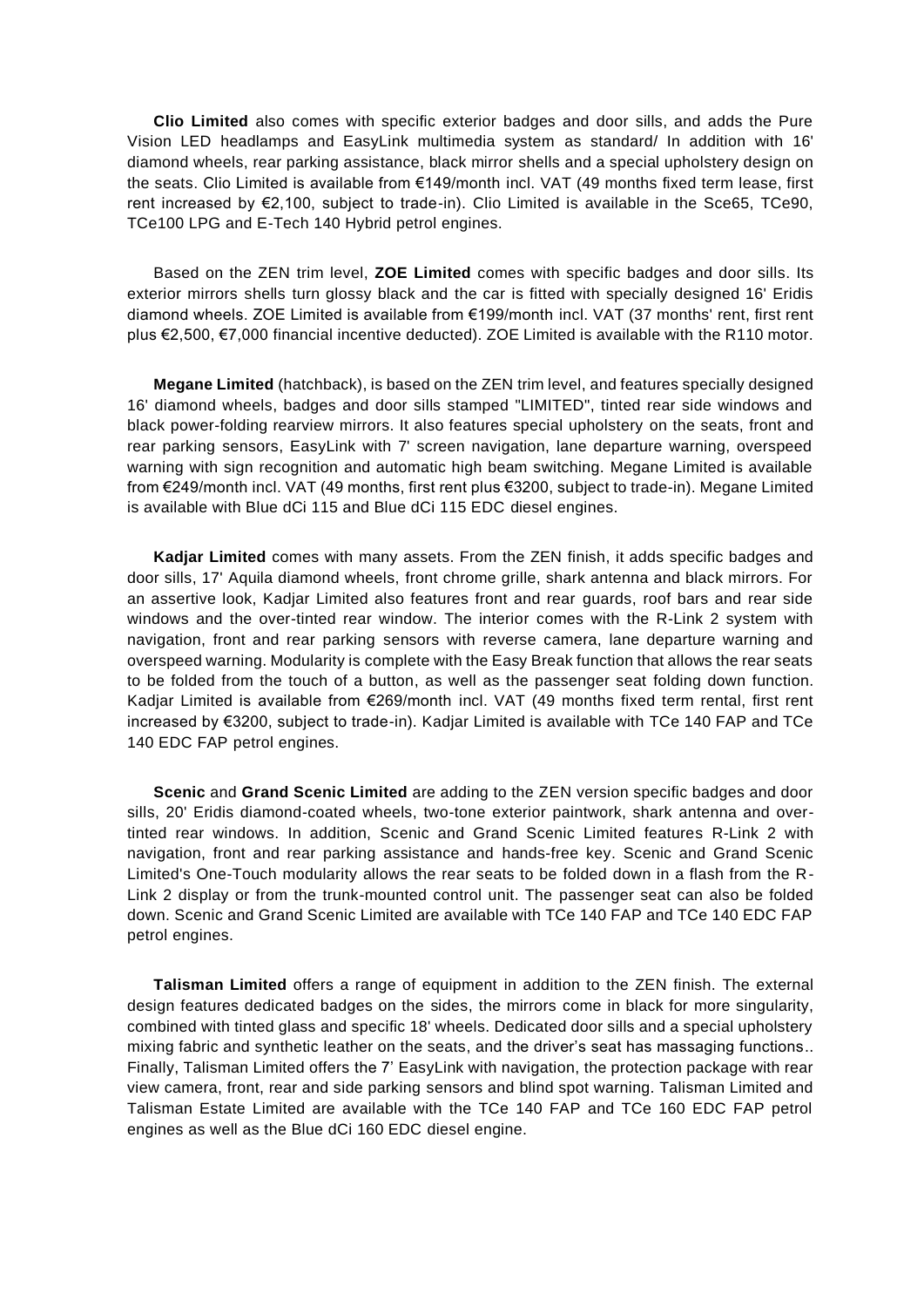**Clio Limited** also comes with specific exterior badges and door sills, and adds the Pure Vision LED headlamps and EasyLink multimedia system as standard/ In addition with 16' diamond wheels, rear parking assistance, black mirror shells and a special upholstery design on the seats. Clio Limited is available from €149/month incl. VAT (49 months fixed term lease, first rent increased by €2,100, subject to trade-in). Clio Limited is available in the Sce65, TCe90, TCe100 LPG and E-Tech 140 Hybrid petrol engines.

Based on the ZEN trim level, **ZOE Limited** comes with specific badges and door sills. Its exterior mirrors shells turn glossy black and the car is fitted with specially designed 16' Eridis diamond wheels. ZOE Limited is available from €199/month incl. VAT (37 months' rent, first rent plus €2,500, €7,000 financial incentive deducted). ZOE Limited is available with the R110 motor.

**Megane Limited** (hatchback), is based on the ZEN trim level, and features specially designed 16' diamond wheels, badges and door sills stamped "LIMITED", tinted rear side windows and black power-folding rearview mirrors. It also features special upholstery on the seats, front and rear parking sensors, EasyLink with 7' screen navigation, lane departure warning, overspeed warning with sign recognition and automatic high beam switching. Megane Limited is available from €249/month incl. VAT (49 months, first rent plus €3200, subject to trade-in). Megane Limited is available with Blue dCi 115 and Blue dCi 115 EDC diesel engines.

**Kadjar Limited** comes with many assets. From the ZEN finish, it adds specific badges and door sills, 17' Aquila diamond wheels, front chrome grille, shark antenna and black mirrors. For an assertive look, Kadjar Limited also features front and rear guards, roof bars and rear side windows and the over-tinted rear window. The interior comes with the R-Link 2 system with navigation, front and rear parking sensors, lane departure warning and overspeed warning. Modularity is complete with the Easy Break function that allows the rear seats to be folded from the touch of a button, as well as the passenger seat folding down function. Kadjar Limited is available from €269/month incl. VAT (49 months fixed term rental, first rent increased by €3200, subject to trade-in). Kadjar Limited is available with TCe 140 FAP and TCe 140 EDC FAP petrol engines.

**Scenic** and **Grand Scenic Limited** are adding to the ZEN version specific badges and door sills, 20' Eridis diamond-coated wheels, two-tone exterior paintwork, shark antenna and over-tinted rear windows. In addition, Scenic and Grand Scenic Limited features R-Link 2 with navigation, front and rear parking assistance and hands-free key. Scenic and Grand Scenic Limited's One-Touch modularity allows the rear seats to be folded down in a flash from the R-Link 2 display or from the trunk-mounted control unit. The passenger seat can also be folded down. Scenic and Grand Scenic Limited are available with TCe 140 FAP and TCe 140 EDC FAP petrol engines.

**Talisman Limited** offers a range of equipment in addition to the ZEN finish. The external design features dedicated badges on the sides, the mirrors come in black for more singularity, combined with tinted glass and specific 18' wheels. Dedicated door sills and a special upholstery mixing fabric and synthetic leather on the seats, and the driver's seat has massaging functions.. Finally, Talisman Limited offers the 7' EasyLink with navigation, the protection package with rear view camera, front, rear and side parking sensors and blind spot warning. Talisman Limited and Talisman Estate Limited are available with the TCe 140 FAP and TCe 160 EDC FAP petrol engines as well as the Blue dCi 160 EDC diesel engine.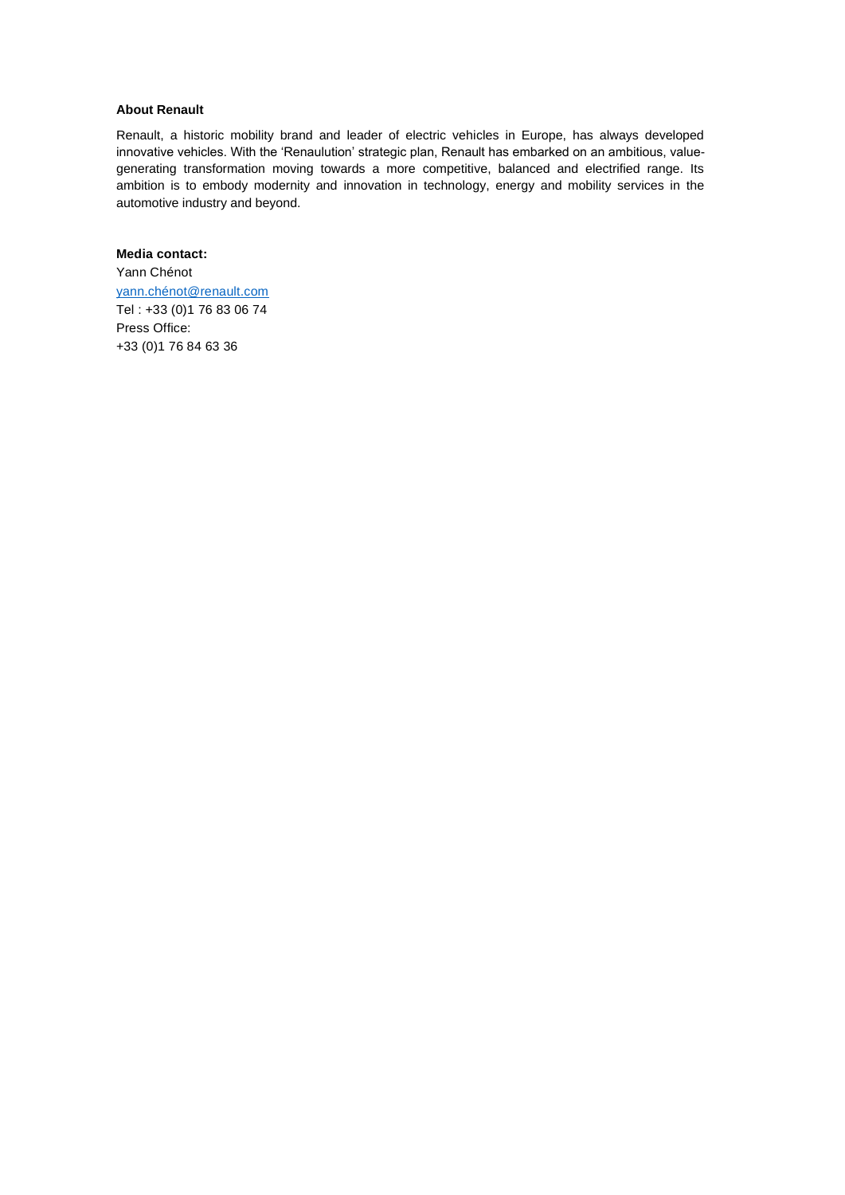**About Renault**

Renault, a historic mobility brand and leader of electric vehicles in Europe, has always developed innovative vehicles. With the 'Renaulution' strategic plan, Renault has embarked on an ambitious, value-generating transformation moving towards a more competitive, balanced and electrified range. Its ambition is to embody modernity and innovation in technology, energy and mobility services in the automotive industry and beyond.

**Media contact:**

Yann Chénot
yann.chénot@renault.com
Tel : +33 (0)1 76 83 06 74
Press Office:
+33 (0)1 76 84 63 36